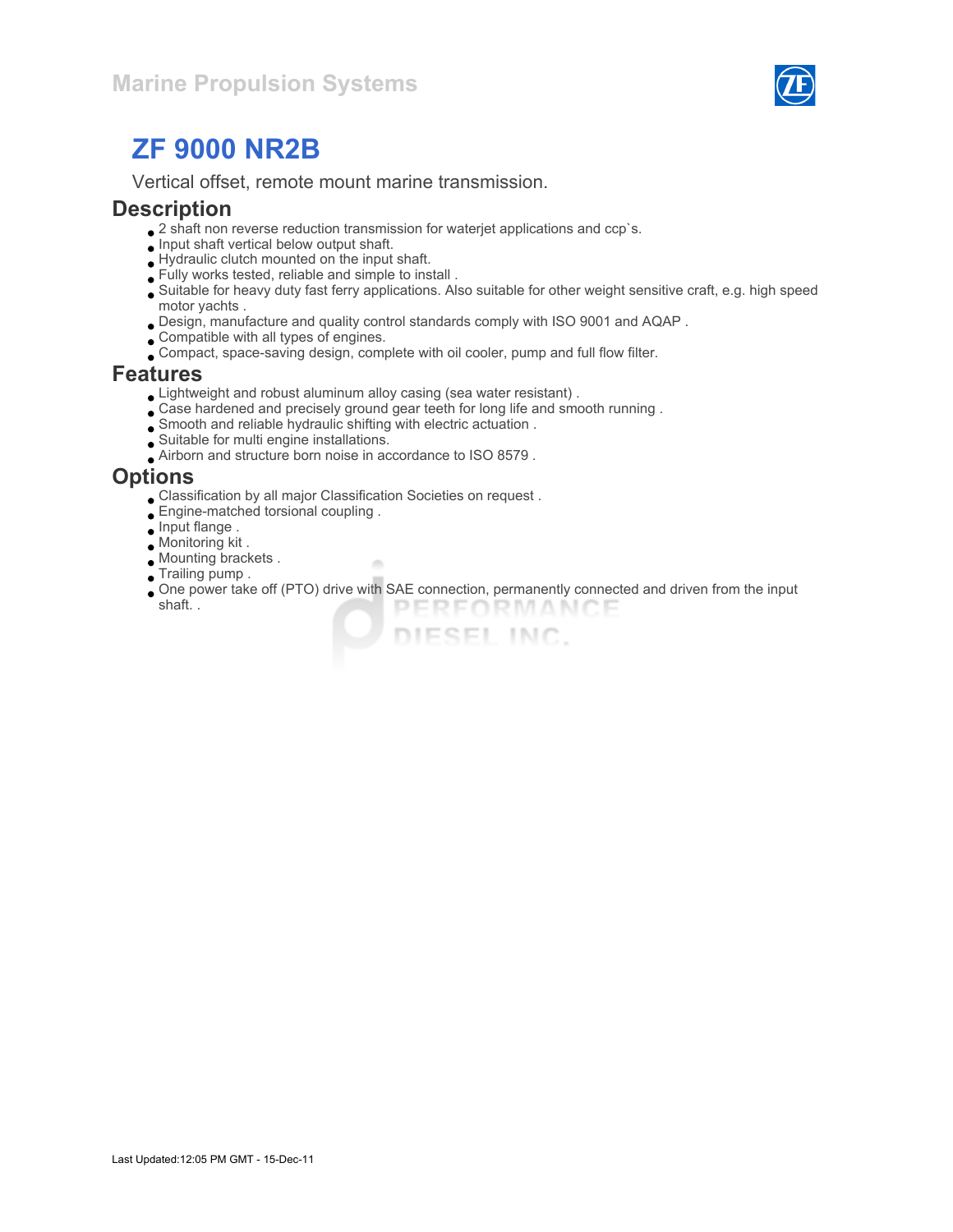Marine Propulsion Systems

# ZF 9000 NR2B

Vertical offset, remote mount marine transmission.

## Description

- 2 shaft non reverse reduction transmission for waterjet applications and ccp`s.
- Input shaft vertical below output shaft.
- Hydraulic clutch mounted on the input shaft.
- Fully works tested, reliable and simple to install .
- Suitable for heavy duty fast ferry applications. Also suitable for other weight sensitive craft, e.g. high speed motor yachts .
- Design, manufacture and quality control standards comply with ISO 9001 and AQAP .
- Compatible with all types of engines.
- Compact, space-saving design, complete with oil cooler, pump and full flow filter.

## Features

- Lightweight and robust aluminum alloy casing (sea water resistant) .
- Case hardened and precisely ground gear teeth for long life and smooth running .
- Smooth and reliable hydraulic shifting with electric actuation .
- Suitable for multi engine installations.
- Airborn and structure born noise in accordance to ISO 8579 .

## Options

- Classification by all major Classification Societies on request .
- Engine-matched torsional coupling .
- Input flange .
- Monitoring kit .
- Mounting brackets .
- Trailing pump .
- One power take off (PTO) drive with SAE connection, permanently connected and driven from the input shaft. .

Last Updated:12:05 PM GMT - 15-Dec-11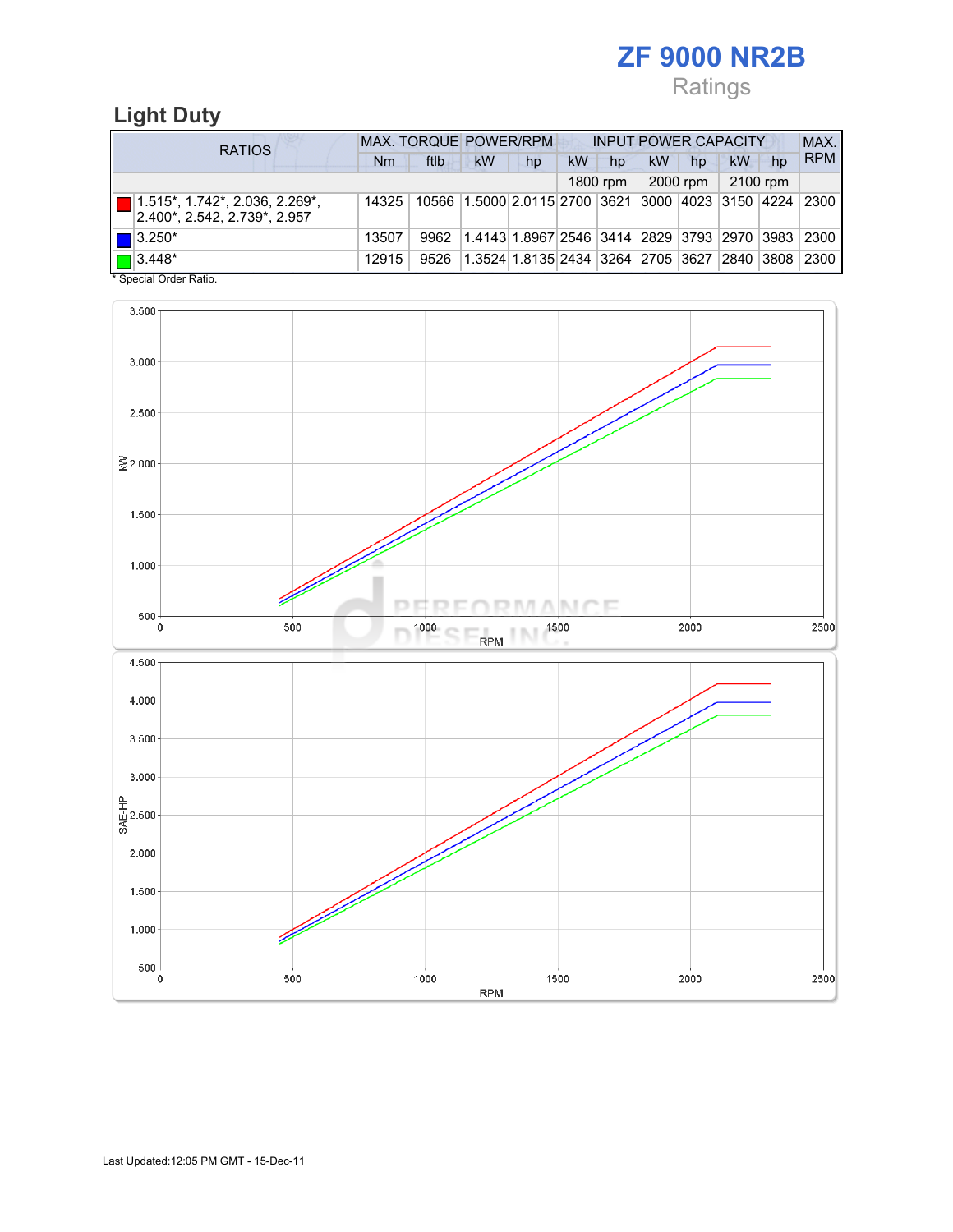# ZF 9000 NR2B

Ratings

## Light Duty

| RATIOS | MAX. TORQUE | | POWER/RPM | | INPUT POWER CAPACITY | | | | | | MAX. RPM |
|---|---|---|---|---|---|---|---|---|---|---|---|
| | Nm | ftlb | kW | hp | kW | hp | kW | hp | kW | hp | |
| | | | | | 1800 rpm | | 2000 rpm | | 2100 rpm | | |
| 1.515*, 1.742*, 2.036, 2.269*, 2.400*, 2.542, 2.739*, 2.957 | 14325 | 10566 | 1.5000 | 2.0115 | 2700 | 3621 | 3000 | 4023 | 3150 | 4224 | 2300 |
| 3.250* | 13507 | 9962 | 1.4143 | 1.8967 | 2546 | 3414 | 2829 | 3793 | 2970 | 3983 | 2300 |
| 3.448* | 12915 | 9526 | 1.3524 | 1.8135 | 2434 | 3264 | 2705 | 3627 | 2840 | 3808 | 2300 |

* Special Order Ratio.

Last Updated:12:05 PM GMT - 15-Dec-11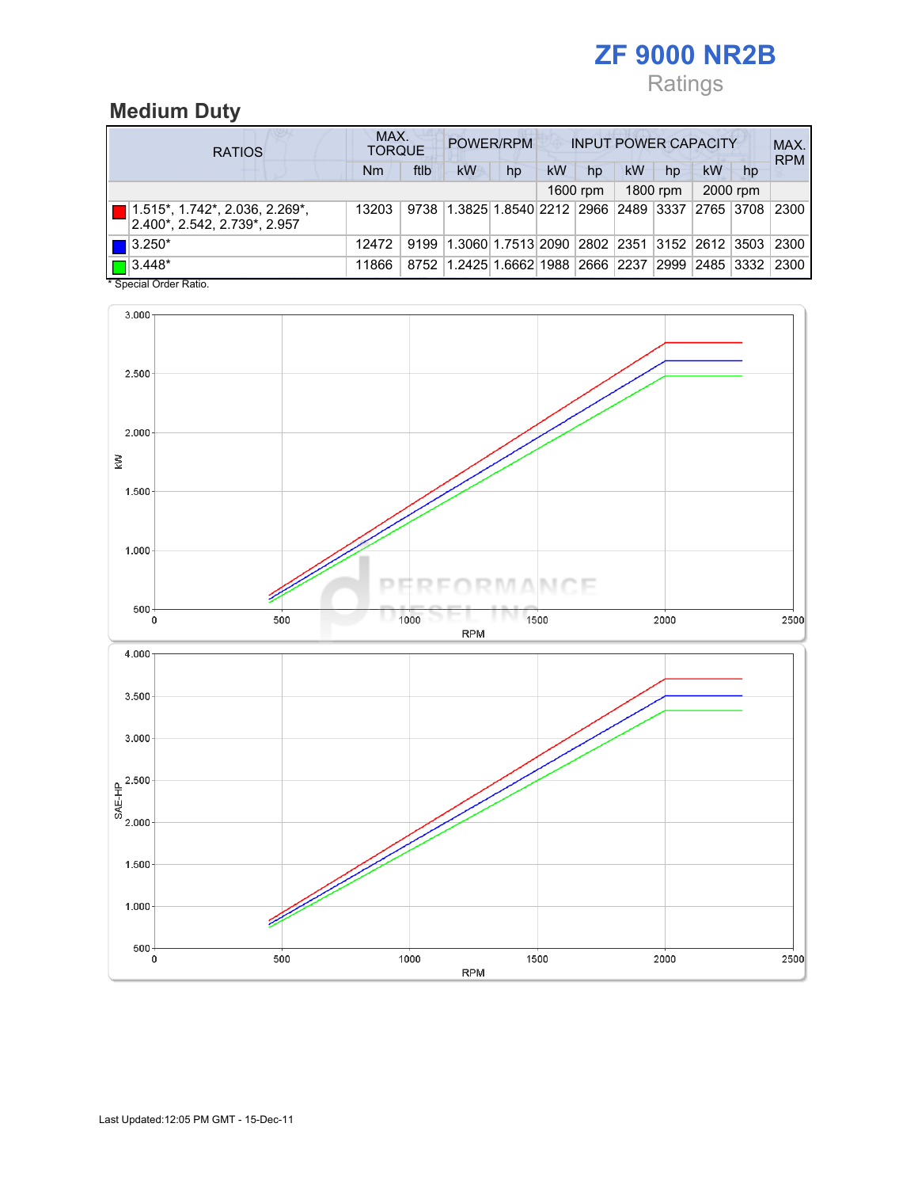# ZF 9000 NR2B

Ratings

## Medium Duty

| RATIOS | MAX. TORQUE | | POWER/RPM | | INPUT POWER CAPACITY | | | | | | MAX. RPM |
|---|---|---|---|---|---|---|---|---|---|---|---|
| | Nm | ftlb | kW | hp | kW | hp | kW | hp | kW | hp | |
| | | | | | 1600 rpm | | 1800 rpm | | 2000 rpm | | |
| 1.515*, 1.742*, 2.036, 2.269*, 2.400*, 2.542, 2.739*, 2.957 | 13203 | 9738 | 1.3825 | 1.8540 | 2212 | 2966 | 2489 | 3337 | 2765 | 3708 | 2300 |
| 3.250* | 12472 | 9199 | 1.3060 | 1.7513 | 2090 | 2802 | 2351 | 3152 | 2612 | 3503 | 2300 |
| 3.448* | 11866 | 8752 | 1.2425 | 1.6662 | 1988 | 2666 | 2237 | 2999 | 2485 | 3332 | 2300 |

* Special Order Ratio.

Last Updated:12:05 PM GMT - 15-Dec-11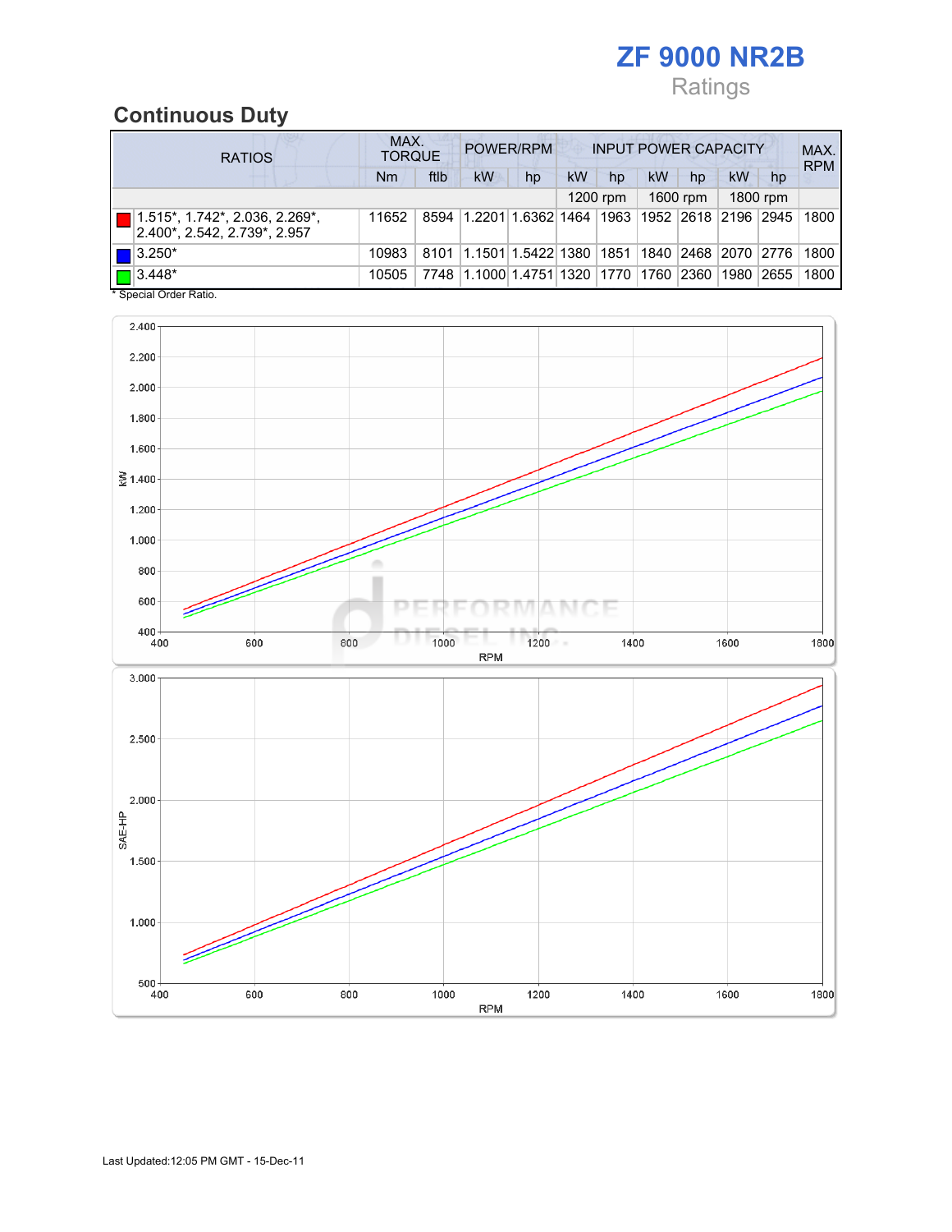# ZF 9000 NR2B

Ratings

## Continuous Duty

| RATIOS | MAX. TORQUE | | POWER/RPM | | INPUT POWER CAPACITY | | | | | | MAX. RPM |
|---|---|---|---|---|---|---|---|---|---|---|---|
| | Nm | ftlb | kW | hp | kW | hp | kW | hp | kW | hp | |
| | | | | | 1200 rpm | | 1600 rpm | | 1800 rpm | | |
| 1.515*, 1.742*, 2.036, 2.269*, 2.400*, 2.542, 2.739*, 2.957 | 11652 | 8594 | 1.2201 | 1.6362 | 1464 | 1963 | 1952 | 2618 | 2196 | 2945 | 1800 |
| 3.250* | 10983 | 8101 | 1.1501 | 1.5422 | 1380 | 1851 | 1840 | 2468 | 2070 | 2776 | 1800 |
| 3.448* | 10505 | 7748 | 1.1000 | 1.4751 | 1320 | 1770 | 1760 | 2360 | 1980 | 2655 | 1800 |

* Special Order Ratio.

Last Updated:12:05 PM GMT - 15-Dec-11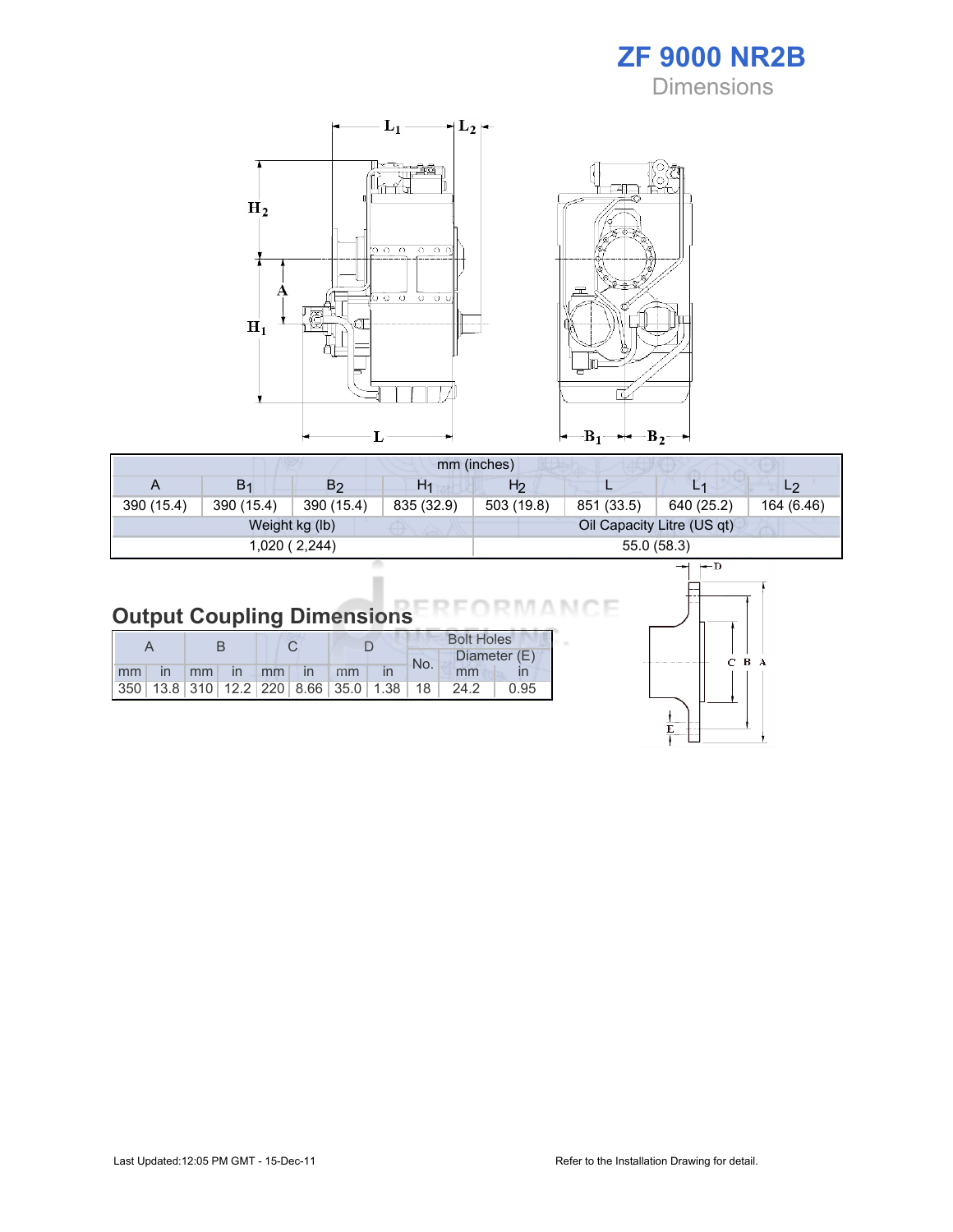# ZF 9000 NR2B

## Dimensions

| mm (inches) | | | | | | | |
|---|---|---|---|---|---|---|---|
| A | $B_1$ | $B_2$ | $H_1$ | $H_2$ | L | $L_1$ | $L_2$ |
| 390 (15.4) | 390 (15.4) | 390 (15.4) | 835 (32.9) | 503 (19.8) | 851 (33.5) | 640 (25.2) | 164 (6.46) |
| Weight kg (lb) | | | | Oil Capacity Litre (US qt) | | | |
| 1,020 ( 2,244) | | | | 55.0 (58.3) | | | |

## Output Coupling Dimensions

| A | | B | | C | | D | | Bolt Holes | | |
|---|---|---|---|---|---|---|---|---|---|---|
| | | | | | | | | No. | Diameter (E) | |
| mm | in | mm | in | mm | in | mm | in | | mm | in |
| 350 | 13.8 | 310 | 12.2 | 220 | 8.66 | 35.0 | 1.38 | 18 | 24.2 | 0.95 |

Last Updated:12:05 PM GMT - 15-Dec-11

Refer to the Installation Drawing for detail.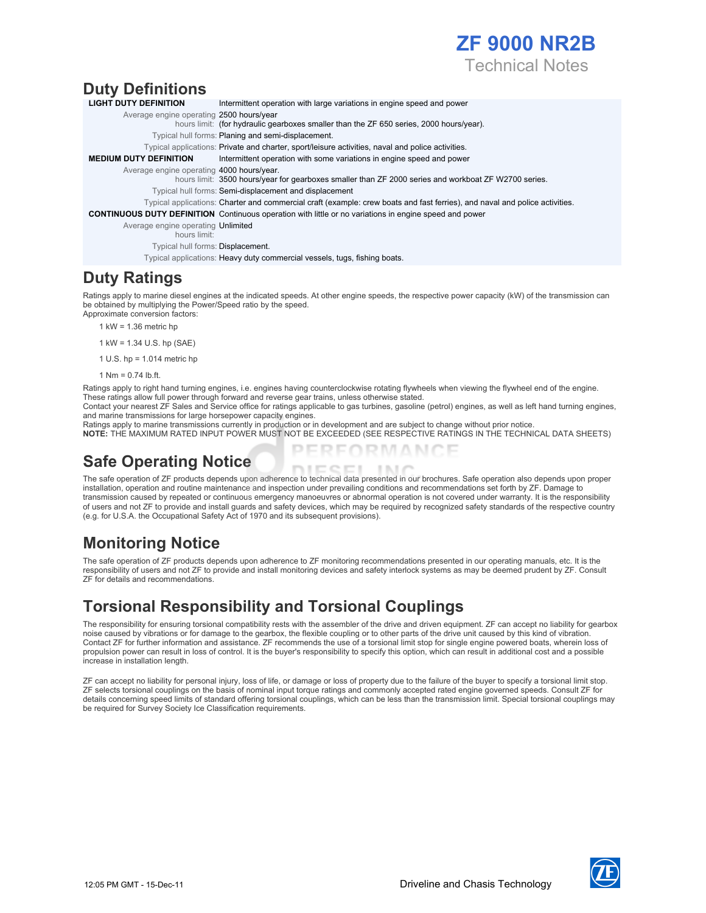# ZF 9000 NR2B

Technical Notes

## Duty Definitions

| | |
|---|---|
| **LIGHT DUTY DEFINITION** | Intermittent operation with large variations in engine speed and power |
| Average engine operating hours limit: | 2500 hours/year (for hydraulic gearboxes smaller than the ZF 650 series, 2000 hours/year). |
| Typical hull forms: | Planing and semi-displacement. |
| Typical applications: | Private and charter, sport/leisure activities, naval and police activities. |
| **MEDIUM DUTY DEFINITION** | Intermittent operation with some variations in engine speed and power |
| Average engine operating hours limit: | 4000 hours/year. 3500 hours/year for gearboxes smaller than ZF 2000 series and workboat ZF W2700 series. |
| Typical hull forms: | Semi-displacement and displacement |
| Typical applications: | Charter and commercial craft (example: crew boats and fast ferries), and naval and police activities. |
| **CONTINUOUS DUTY DEFINITION** | Continuous operation with little or no variations in engine speed and power |
| Average engine operating hours limit: | Unlimited |
| Typical hull forms: | Displacement. |
| Typical applications: | Heavy duty commercial vessels, tugs, fishing boats. |

## Duty Ratings

Ratings apply to marine diesel engines at the indicated speeds. At other engine speeds, the respective power capacity (kW) of the transmission can be obtained by multiplying the Power/Speed ratio by the speed.
Approximate conversion factors:

1 kW = 1.36 metric hp

1 kW = 1.34 U.S. hp (SAE)

1 U.S. hp = 1.014 metric hp

1 Nm = 0.74 lb.ft.

Ratings apply to right hand turning engines, i.e. engines having counterclockwise rotating flywheels when viewing the flywheel end of the engine. These ratings allow full power through forward and reverse gear trains, unless otherwise stated.
Contact your nearest ZF Sales and Service office for ratings applicable to gas turbines, gasoline (petrol) engines, as well as left hand turning engines, and marine transmissions for large horsepower capacity engines.
Ratings apply to marine transmissions currently in production or in development and are subject to change without prior notice.
**NOTE:** THE MAXIMUM RATED INPUT POWER MUST NOT BE EXCEEDED (SEE RESPECTIVE RATINGS IN THE TECHNICAL DATA SHEETS)

## Safe Operating Notice

The safe operation of ZF products depends upon adherence to technical data presented in our brochures. Safe operation also depends upon proper installation, operation and routine maintenance and inspection under prevailing conditions and recommendations set forth by ZF. Damage to transmission caused by repeated or continuous emergency manoeuvres or abnormal operation is not covered under warranty. It is the responsibility of users and not ZF to provide and install guards and safety devices, which may be required by recognized safety standards of the respective country (e.g. for U.S.A. the Occupational Safety Act of 1970 and its subsequent provisions).

## Monitoring Notice

The safe operation of ZF products depends upon adherence to ZF monitoring recommendations presented in our operating manuals, etc. It is the responsibility of users and not ZF to provide and install monitoring devices and safety interlock systems as may be deemed prudent by ZF. Consult ZF for details and recommendations.

## Torsional Responsibility and Torsional Couplings

The responsibility for ensuring torsional compatibility rests with the assembler of the drive and driven equipment. ZF can accept no liability for gearbox noise caused by vibrations or for damage to the gearbox, the flexible coupling or to other parts of the drive unit caused by this kind of vibration. Contact ZF for further information and assistance. ZF recommends the use of a torsional limit stop for single engine powered boats, wherein loss of propulsion power can result in loss of control. It is the buyer's responsibility to specify this option, which can result in additional cost and a possible increase in installation length.

ZF can accept no liability for personal injury, loss of life, or damage or loss of property due to the failure of the buyer to specify a torsional limit stop. ZF selects torsional couplings on the basis of nominal input torque ratings and commonly accepted rated engine governed speeds. Consult ZF for details concerning speed limits of standard offering torsional couplings, which can be less than the transmission limit. Special torsional couplings may be required for Survey Society Ice Classification requirements.

12:05 PM GMT - 15-Dec-11

Driveline and Chasis Technology